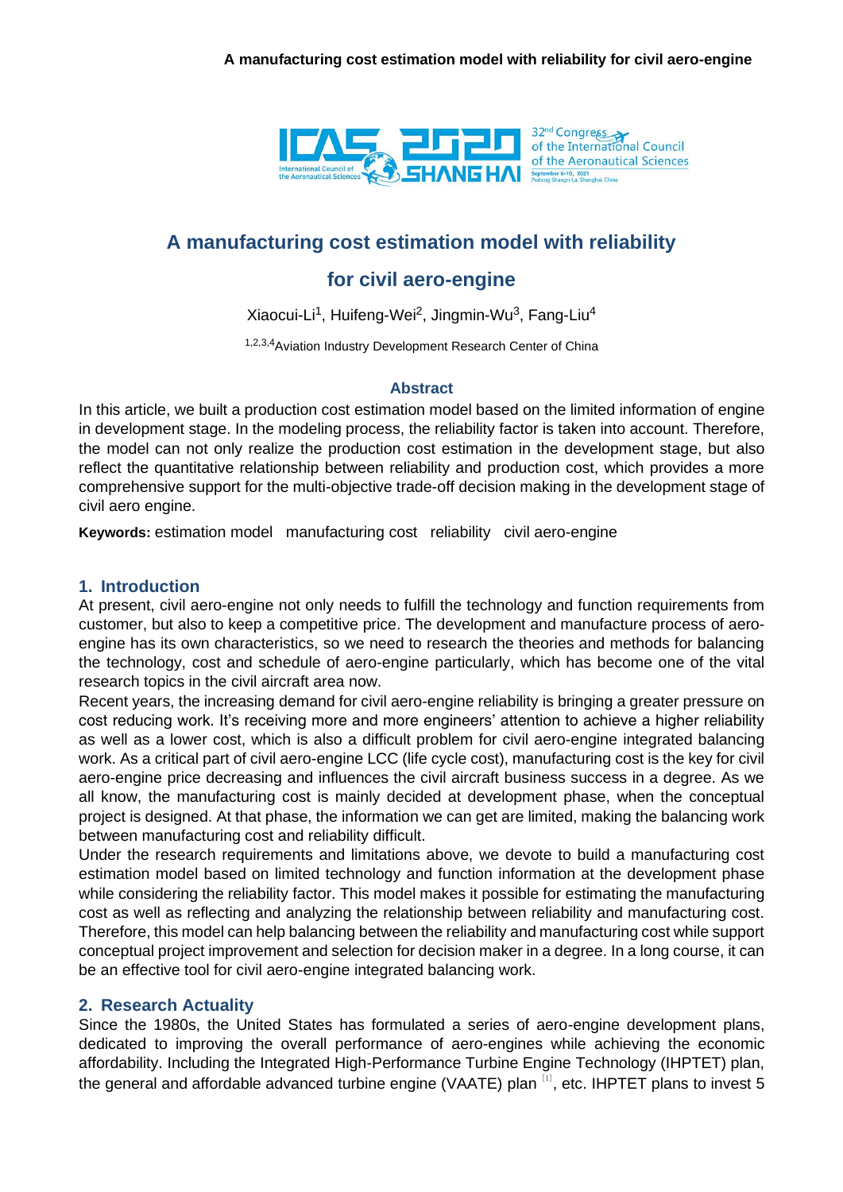# A manufacturing cost estimation model with reliability for civil aero-engine

Xiaocui-Li[1], Huifeng-Wei[2], Jingmin-Wu[3], Fang-Liu[4]

[1,2,3,4]Aviation Industry Development Research Center of China

## Abstract

In this article, we built a production cost estimation model based on the limited information of engine in development stage. In the modeling process, the reliability factor is taken into account. Therefore, the model can not only realize the production cost estimation in the development stage, but also reflect the quantitative relationship between reliability and production cost, which provides a more comprehensive support for the multi-objective trade-off decision making in the development stage of civil aero engine.

**Keywords:** estimation model manufacturing cost reliability civil aero-engine

## 1. Introduction

At present, civil aero-engine not only needs to fulfill the technology and function requirements from customer, but also to keep a competitive price. The development and manufacture process of aero-engine has its own characteristics, so we need to research the theories and methods for balancing the technology, cost and schedule of aero-engine particularly, which has become one of the vital research topics in the civil aircraft area now.

Recent years, the increasing demand for civil aero-engine reliability is bringing a greater pressure on cost reducing work. It's receiving more and more engineers' attention to achieve a higher reliability as well as a lower cost, which is also a difficult problem for civil aero-engine integrated balancing work. As a critical part of civil aero-engine LCC (life cycle cost), manufacturing cost is the key for civil aero-engine price decreasing and influences the civil aircraft business success in a degree. As we all know, the manufacturing cost is mainly decided at development phase, when the conceptual project is designed. At that phase, the information we can get are limited, making the balancing work between manufacturing cost and reliability difficult.

Under the research requirements and limitations above, we devote to build a manufacturing cost estimation model based on limited technology and function information at the development phase while considering the reliability factor. This model makes it possible for estimating the manufacturing cost as well as reflecting and analyzing the relationship between reliability and manufacturing cost. Therefore, this model can help balancing between the reliability and manufacturing cost while support conceptual project improvement and selection for decision maker in a degree. In a long course, it can be an effective tool for civil aero-engine integrated balancing work.

## 2. Research Actuality

Since the 1980s, the United States has formulated a series of aero-engine development plans, dedicated to improving the overall performance of aero-engines while achieving the economic affordability. Including the Integrated High-Performance Turbine Engine Technology (IHPTET) plan, the general and affordable advanced turbine engine (VAATE) plan [1], etc. IHPTET plans to invest 5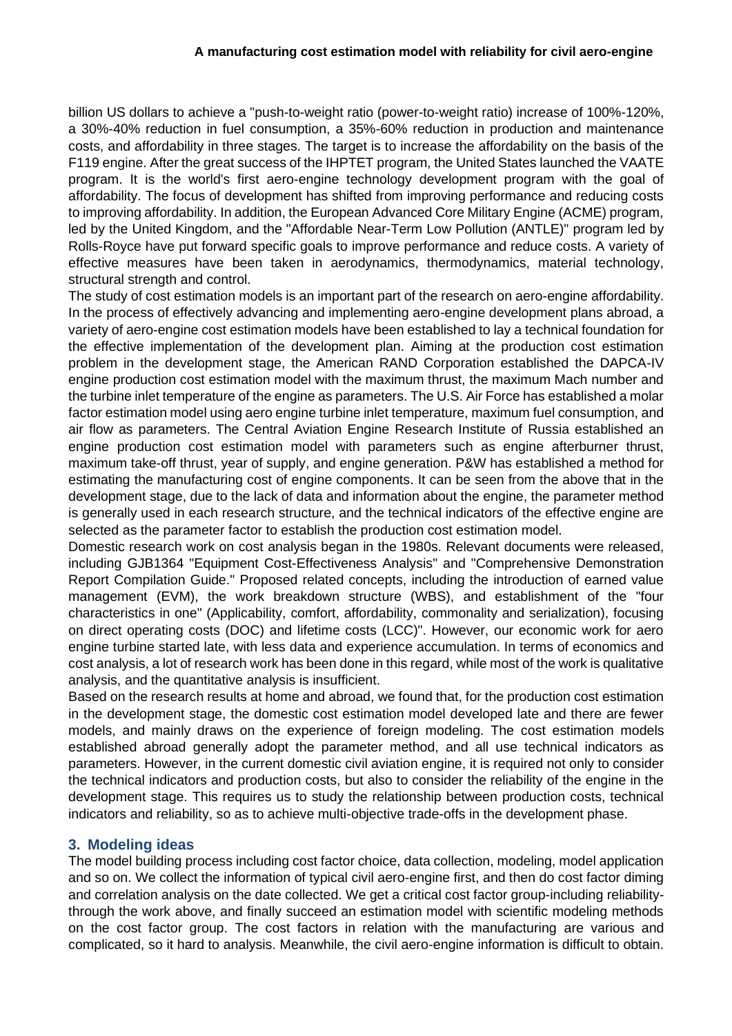billion US dollars to achieve a "push-to-weight ratio (power-to-weight ratio) increase of 100%-120%, a 30%-40% reduction in fuel consumption, a 35%-60% reduction in production and maintenance costs, and affordability in three stages. The target is to increase the affordability on the basis of the F119 engine. After the great success of the IHPTET program, the United States launched the VAATE program. It is the world's first aero-engine technology development program with the goal of affordability. The focus of development has shifted from improving performance and reducing costs to improving affordability. In addition, the European Advanced Core Military Engine (ACME) program, led by the United Kingdom, and the "Affordable Near-Term Low Pollution (ANTLE)" program led by Rolls-Royce have put forward specific goals to improve performance and reduce costs. A variety of effective measures have been taken in aerodynamics, thermodynamics, material technology, structural strength and control.

The study of cost estimation models is an important part of the research on aero-engine affordability. In the process of effectively advancing and implementing aero-engine development plans abroad, a variety of aero-engine cost estimation models have been established to lay a technical foundation for the effective implementation of the development plan. Aiming at the production cost estimation problem in the development stage, the American RAND Corporation established the DAPCA-IV engine production cost estimation model with the maximum thrust, the maximum Mach number and the turbine inlet temperature of the engine as parameters. The U.S. Air Force has established a molar factor estimation model using aero engine turbine inlet temperature, maximum fuel consumption, and air flow as parameters. The Central Aviation Engine Research Institute of Russia established an engine production cost estimation model with parameters such as engine afterburner thrust, maximum take-off thrust, year of supply, and engine generation. P&W has established a method for estimating the manufacturing cost of engine components. It can be seen from the above that in the development stage, due to the lack of data and information about the engine, the parameter method is generally used in each research structure, and the technical indicators of the effective engine are selected as the parameter factor to establish the production cost estimation model.

Domestic research work on cost analysis began in the 1980s. Relevant documents were released, including GJB1364 "Equipment Cost-Effectiveness Analysis" and "Comprehensive Demonstration Report Compilation Guide." Proposed related concepts, including the introduction of earned value management (EVM), the work breakdown structure (WBS), and establishment of the "four characteristics in one" (Applicability, comfort, affordability, commonality and serialization), focusing on direct operating costs (DOC) and lifetime costs (LCC)". However, our economic work for aero engine turbine started late, with less data and experience accumulation. In terms of economics and cost analysis, a lot of research work has been done in this regard, while most of the work is qualitative analysis, and the quantitative analysis is insufficient.

Based on the research results at home and abroad, we found that, for the production cost estimation in the development stage, the domestic cost estimation model developed late and there are fewer models, and mainly draws on the experience of foreign modeling. The cost estimation models established abroad generally adopt the parameter method, and all use technical indicators as parameters. However, in the current domestic civil aviation engine, it is required not only to consider the technical indicators and production costs, but also to consider the reliability of the engine in the development stage. This requires us to study the relationship between production costs, technical indicators and reliability, so as to achieve multi-objective trade-offs in the development phase.

## 3. Modeling ideas

The model building process including cost factor choice, data collection, modeling, model application and so on. We collect the information of typical civil aero-engine first, and then do cost factor diming and correlation analysis on the date collected. We get a critical cost factor group-including reliability-through the work above, and finally succeed an estimation model with scientific modeling methods on the cost factor group. The cost factors in relation with the manufacturing are various and complicated, so it hard to analysis. Meanwhile, the civil aero-engine information is difficult to obtain.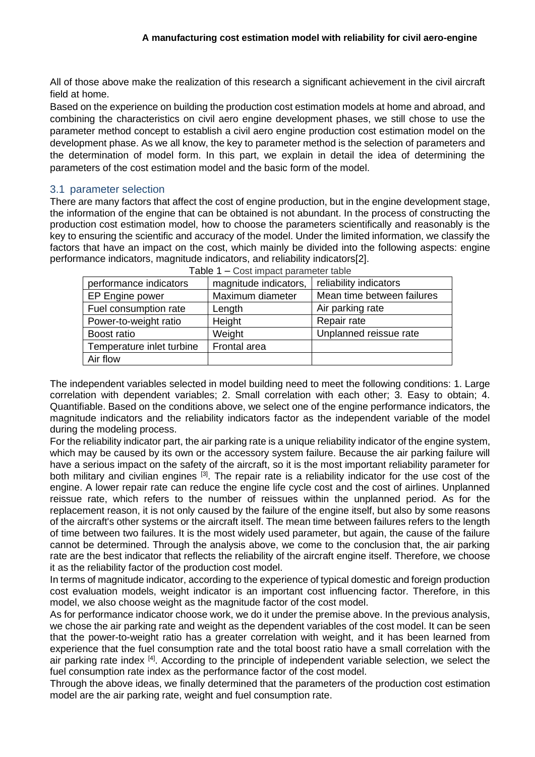All of those above make the realization of this research a significant achievement in the civil aircraft field at home.

Based on the experience on building the production cost estimation models at home and abroad, and combining the characteristics on civil aero engine development phases, we still chose to use the parameter method concept to establish a civil aero engine production cost estimation model on the development phase. As we all know, the key to parameter method is the selection of parameters and the determination of model form. In this part, we explain in detail the idea of determining the parameters of the cost estimation model and the basic form of the model.

## 3.1 parameter selection

There are many factors that affect the cost of engine production, but in the engine development stage, the information of the engine that can be obtained is not abundant. In the process of constructing the production cost estimation model, how to choose the parameters scientifically and reasonably is the key to ensuring the scientific and accuracy of the model. Under the limited information, we classify the factors that have an impact on the cost, which mainly be divided into the following aspects: engine performance indicators, magnitude indicators, and reliability indicators[2].

Table 1 – Cost impact parameter table

| performance indicators | magnitude indicators, | reliability indicators |
|---|---|---|
| EP Engine power | Maximum diameter | Mean time between failures |
| Fuel consumption rate | Length | Air parking rate |
| Power-to-weight ratio | Height | Repair rate |
| Boost ratio | Weight | Unplanned reissue rate |
| Temperature inlet turbine | Frontal area | |
| Air flow | | |

The independent variables selected in model building need to meet the following conditions: 1. Large correlation with dependent variables; 2. Small correlation with each other; 3. Easy to obtain; 4. Quantifiable. Based on the conditions above, we select one of the engine performance indicators, the magnitude indicators and the reliability indicators factor as the independent variable of the model during the modeling process.

For the reliability indicator part, the air parking rate is a unique reliability indicator of the engine system, which may be caused by its own or the accessory system failure. Because the air parking failure will have a serious impact on the safety of the aircraft, so it is the most important reliability parameter for both military and civilian engines [3]. The repair rate is a reliability indicator for the use cost of the engine. A lower repair rate can reduce the engine life cycle cost and the cost of airlines. Unplanned reissue rate, which refers to the number of reissues within the unplanned period. As for the replacement reason, it is not only caused by the failure of the engine itself, but also by some reasons of the aircraft's other systems or the aircraft itself. The mean time between failures refers to the length of time between two failures. It is the most widely used parameter, but again, the cause of the failure cannot be determined. Through the analysis above, we come to the conclusion that, the air parking rate are the best indicator that reflects the reliability of the aircraft engine itself. Therefore, we choose it as the reliability factor of the production cost model.

In terms of magnitude indicator, according to the experience of typical domestic and foreign production cost evaluation models, weight indicator is an important cost influencing factor. Therefore, in this model, we also choose weight as the magnitude factor of the cost model.

As for performance indicator choose work, we do it under the premise above. In the previous analysis, we chose the air parking rate and weight as the dependent variables of the cost model. It can be seen that the power-to-weight ratio has a greater correlation with weight, and it has been learned from experience that the fuel consumption rate and the total boost ratio have a small correlation with the air parking rate index [4]. According to the principle of independent variable selection, we select the fuel consumption rate index as the performance factor of the cost model.

Through the above ideas, we finally determined that the parameters of the production cost estimation model are the air parking rate, weight and fuel consumption rate.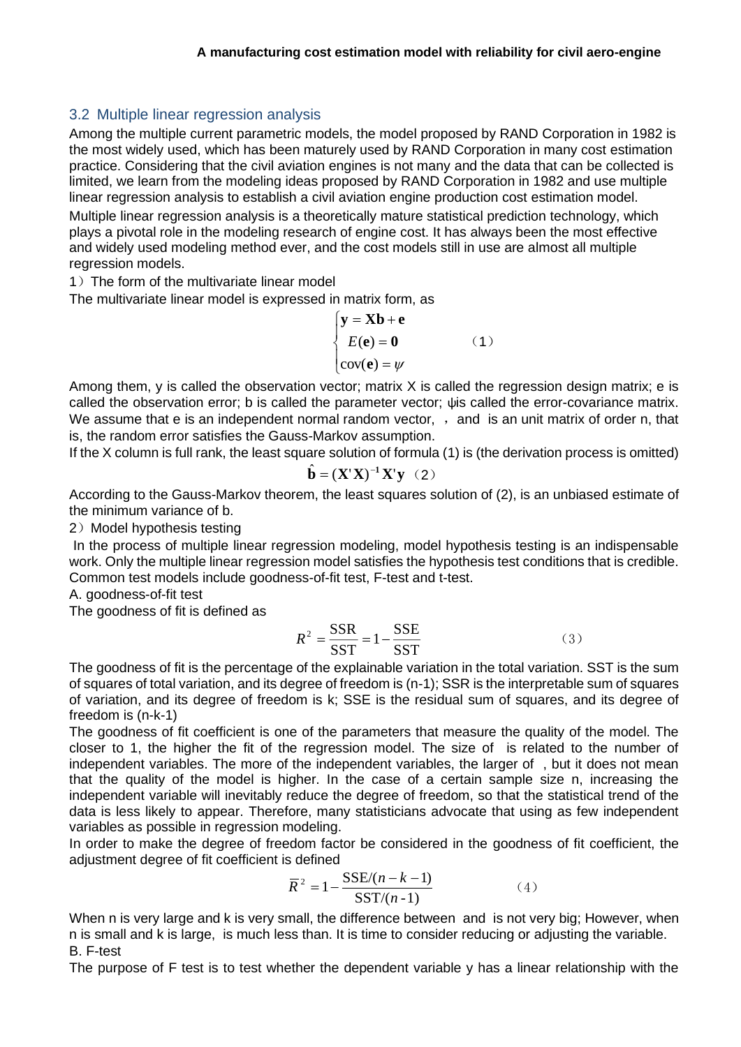## 3.2 Multiple linear regression analysis

Among the multiple current parametric models, the model proposed by RAND Corporation in 1982 is the most widely used, which has been maturely used by RAND Corporation in many cost estimation practice. Considering that the civil aviation engines is not many and the data that can be collected is limited, we learn from the modeling ideas proposed by RAND Corporation in 1982 and use multiple linear regression analysis to establish a civil aviation engine production cost estimation model.

Multiple linear regression analysis is a theoretically mature statistical prediction technology, which plays a pivotal role in the modeling research of engine cost. It has always been the most effective and widely used modeling method ever, and the cost models still in use are almost all multiple regression models.

1）The form of the multivariate linear model

The multivariate linear model is expressed in matrix form, as

$$\begin{cases} \mathbf{y} = \mathbf{X}\mathbf{b} + \mathbf{e} \\ E(\mathbf{e}) = \mathbf{0} \\ \operatorname{cov}(\mathbf{e}) = \psi \end{cases} \quad (1)$$

Among them, y is called the observation vector; matrix X is called the regression design matrix; e is called the observation error; b is called the parameter vector; ψis called the error-covariance matrix. We assume that e is an independent normal random vector, ， and is an unit matrix of order n, that is, the random error satisfies the Gauss-Markov assumption.

If the X column is full rank, the least square solution of formula (1) is (the derivation process is omitted)

$$\hat{\mathbf{b}} = (\mathbf{X}'\mathbf{X})^{-1}\mathbf{X}'\mathbf{y} \quad (2)$$

According to the Gauss-Markov theorem, the least squares solution of (2), is an unbiased estimate of the minimum variance of b.

2）Model hypothesis testing

In the process of multiple linear regression modeling, model hypothesis testing is an indispensable work. Only the multiple linear regression model satisfies the hypothesis test conditions that is credible. Common test models include goodness-of-fit test, F-test and t-test.

A. goodness-of-fit test

The goodness of fit is defined as

$$R^2 = \frac{\text{SSR}}{\text{SST}} = 1 - \frac{\text{SSE}}{\text{SST}} \quad (3)$$

The goodness of fit is the percentage of the explainable variation in the total variation. SST is the sum of squares of total variation, and its degree of freedom is (n-1); SSR is the interpretable sum of squares of variation, and its degree of freedom is k; SSE is the residual sum of squares, and its degree of freedom is (n-k-1)

The goodness of fit coefficient is one of the parameters that measure the quality of the model. The closer to 1, the higher the fit of the regression model. The size of is related to the number of independent variables. The more of the independent variables, the larger of , but it does not mean that the quality of the model is higher. In the case of a certain sample size n, increasing the independent variable will inevitably reduce the degree of freedom, so that the statistical trend of the data is less likely to appear. Therefore, many statisticians advocate that using as few independent variables as possible in regression modeling.

In order to make the degree of freedom factor be considered in the goodness of fit coefficient, the adjustment degree of fit coefficient is defined

$$\overline{R}^2 = 1 - \frac{\text{SSE}/(n-k-1)}{\text{SST}/(n-1)} \quad (4)$$

When n is very large and k is very small, the difference between and is not very big; However, when n is small and k is large, is much less than. It is time to consider reducing or adjusting the variable.

B. F-test

The purpose of F test is to test whether the dependent variable y has a linear relationship with the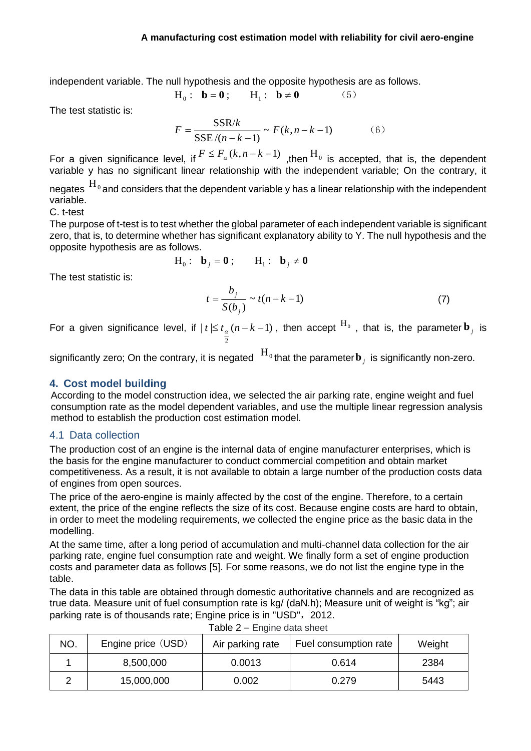independent variable. The null hypothesis and the opposite hypothesis are as follows.

$$\mathrm{H}_0: \ \mathbf{b} = \mathbf{0}; \qquad \mathrm{H}_1: \ \mathbf{b} \neq \mathbf{0} \qquad (5)$$

The test statistic is:

$$F = \frac{\mathrm{SSR}/k}{\mathrm{SSE}/(n-k-1)} \sim F(k, n-k-1) \qquad (6)$$

For a given significance level, if $F \leq F_{\alpha}(k, n-k-1)$ ,then $\mathrm{H}_0$ is accepted, that is, the dependent variable y has no significant linear relationship with the independent variable; On the contrary, it negates $\mathrm{H}_0$ and considers that the dependent variable y has a linear relationship with the independent variable.

C. t-test

The purpose of t-test is to test whether the global parameter of each independent variable is significant zero, that is, to determine whether has significant explanatory ability to Y. The null hypothesis and the opposite hypothesis are as follows.

$$\mathrm{H}_0: \ \mathbf{b}_j = \mathbf{0}; \qquad \mathrm{H}_1: \ \mathbf{b}_j \neq \mathbf{0}$$

The test statistic is:

$$t = \frac{b_j}{S(b_j)} \sim t(n-k-1) \qquad (7)$$

For a given significance level, if $|t| \leq t_{\frac{\alpha}{2}}(n-k-1)$ , then accept $\mathrm{H}_0$ , that is, the parameter $\mathbf{b}_j$ is significantly zero; On the contrary, it is negated $\mathrm{H}_0$ that the parameter $\mathbf{b}_j$ is significantly non-zero.

## 4. Cost model building

According to the model construction idea, we selected the air parking rate, engine weight and fuel consumption rate as the model dependent variables, and use the multiple linear regression analysis method to establish the production cost estimation model.

### 4.1 Data collection

The production cost of an engine is the internal data of engine manufacturer enterprises, which is the basis for the engine manufacturer to conduct commercial competition and obtain market competitiveness. As a result, it is not available to obtain a large number of the production costs data of engines from open sources.

The price of the aero-engine is mainly affected by the cost of the engine. Therefore, to a certain extent, the price of the engine reflects the size of its cost. Because engine costs are hard to obtain, in order to meet the modeling requirements, we collected the engine price as the basic data in the modelling.

At the same time, after a long period of accumulation and multi-channel data collection for the air parking rate, engine fuel consumption rate and weight. We finally form a set of engine production costs and parameter data as follows [5]. For some reasons, we do not list the engine type in the table.

The data in this table are obtained through domestic authoritative channels and are recognized as true data. Measure unit of fuel consumption rate is kg/ (daN.h); Measure unit of weight is "kg"; air parking rate is of thousands rate; Engine price is in "USD"，2012.

Table 2 – Engine data sheet

| NO. | Engine price（USD） | Air parking rate | Fuel consumption rate | Weight |
| --- | --- | --- | --- | --- |
| 1 | 8,500,000 | 0.0013 | 0.614 | 2384 |
| 2 | 15,000,000 | 0.002 | 0.279 | 5443 |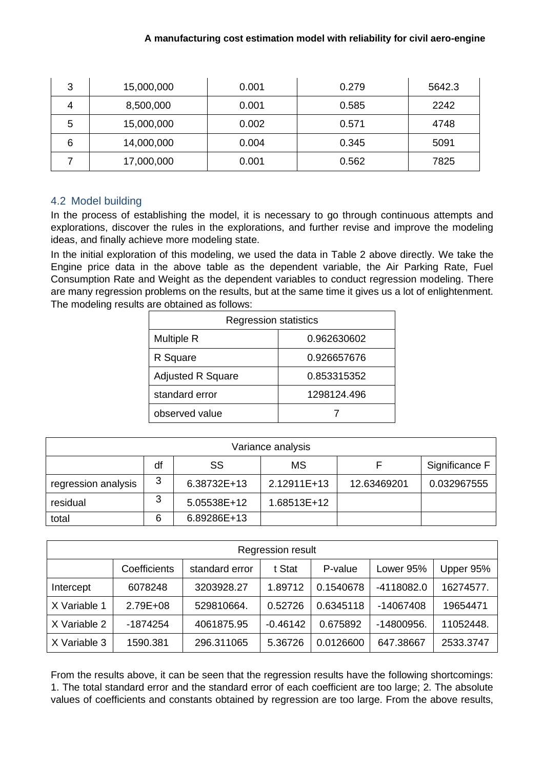| | | | | |
|---|---|---|---|---|
| 3 | 15,000,000 | 0.001 | 0.279 | 5642.3 |
| 4 | 8,500,000 | 0.001 | 0.585 | 2242 |
| 5 | 15,000,000 | 0.002 | 0.571 | 4748 |
| 6 | 14,000,000 | 0.004 | 0.345 | 5091 |
| 7 | 17,000,000 | 0.001 | 0.562 | 7825 |

### 4.2 Model building

In the process of establishing the model, it is necessary to go through continuous attempts and explorations, discover the rules in the explorations, and further revise and improve the modeling ideas, and finally achieve more modeling state.

In the initial exploration of this modeling, we used the data in Table 2 above directly. We take the Engine price data in the above table as the dependent variable, the Air Parking Rate, Fuel Consumption Rate and Weight as the dependent variables to conduct regression modeling. There are many regression problems on the results, but at the same time it gives us a lot of enlightenment. The modeling results are obtained as follows:

| Regression statistics | |
|---|---|
| Multiple R | 0.962630602 |
| R Square | 0.926657676 |
| Adjusted R Square | 0.853315352 |
| standard error | 1298124.496 |
| observed value | 7 |

| Variance analysis | | | | | |
|---|---|---|---|---|---|
| | df | SS | MS | F | Significance F |
| regression analysis | 3 | 6.38732E+13 | 2.12911E+13 | 12.63469201 | 0.032967555 |
| residual | 3 | 5.05538E+12 | 1.68513E+12 | | |
| total | 6 | 6.89286E+13 | | | |

| Regression result | | | | | | |
|---|---|---|---|---|---|---|
| | Coefficients | standard error | t Stat | P-value | Lower 95% | Upper 95% |
| Intercept | 6078248 | 3203928.27 | 1.89712 | 0.1540678 | -4118082.0 | 16274577. |
| X Variable 1 | 2.79E+08 | 529810664. | 0.52726 | 0.6345118 | -14067408 | 19654471 |
| X Variable 2 | -1874254 | 4061875.95 | -0.46142 | 0.675892 | -14800956. | 11052448. |
| X Variable 3 | 1590.381 | 296.311065 | 5.36726 | 0.0126600 | 647.38667 | 2533.3747 |

From the results above, it can be seen that the regression results have the following shortcomings: 1. The total standard error and the standard error of each coefficient are too large; 2. The absolute values of coefficients and constants obtained by regression are too large. From the above results,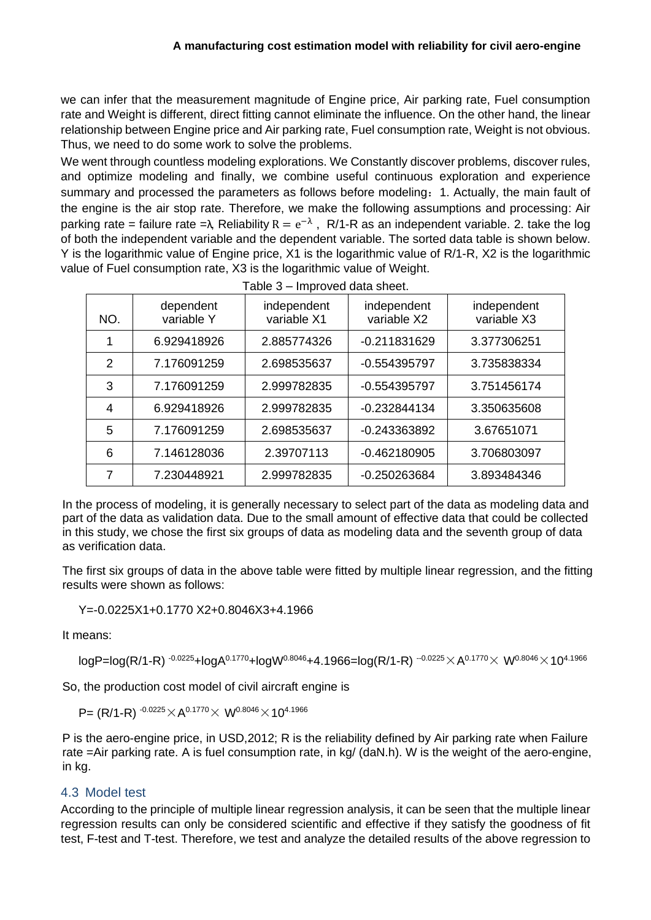we can infer that the measurement magnitude of Engine price, Air parking rate, Fuel consumption rate and Weight is different, direct fitting cannot eliminate the influence. On the other hand, the linear relationship between Engine price and Air parking rate, Fuel consumption rate, Weight is not obvious. Thus, we need to do some work to solve the problems.

We went through countless modeling explorations. We Constantly discover problems, discover rules, and optimize modeling and finally, we combine useful continuous exploration and experience summary and processed the parameters as follows before modeling：1. Actually, the main fault of the engine is the air stop rate. Therefore, we make the following assumptions and processing: Air parking rate = failure rate =λ, Reliability $R = e^{-\lambda}$， R/1-R as an independent variable. 2. take the log of both the independent variable and the dependent variable. The sorted data table is shown below. Y is the logarithmic value of Engine price, X1 is the logarithmic value of R/1-R, X2 is the logarithmic value of Fuel consumption rate, X3 is the logarithmic value of Weight.

Table 3 – Improved data sheet.

| NO. | dependent variable Y | independent variable X1 | independent variable X2 | independent variable X3 |
|---|---|---|---|---|
| 1 | 6.929418926 | 2.885774326 | -0.211831629 | 3.377306251 |
| 2 | 7.176091259 | 2.698535637 | -0.554395797 | 3.735838334 |
| 3 | 7.176091259 | 2.999782835 | -0.554395797 | 3.751456174 |
| 4 | 6.929418926 | 2.999782835 | -0.232844134 | 3.350635608 |
| 5 | 7.176091259 | 2.698535637 | -0.243363892 | 3.67651071 |
| 6 | 7.146128036 | 2.39707113 | -0.462180905 | 3.706803097 |
| 7 | 7.230448921 | 2.999782835 | -0.250263684 | 3.893484346 |

In the process of modeling, it is generally necessary to select part of the data as modeling data and part of the data as validation data. Due to the small amount of effective data that could be collected in this study, we chose the first six groups of data as modeling data and the seventh group of data as verification data.

The first six groups of data in the above table were fitted by multiple linear regression, and the fitting results were shown as follows:

$$Y=-0.0225X1+0.1770\,X2+0.8046X3+4.1966$$

It means:

$$\log P=\log(R/1-R)^{-0.0225}+\log A^{0.1770}+\log W^{0.8046}+4.1966=\log(R/1-R)^{-0.0225}\times A^{0.1770}\times W^{0.8046}\times 10^{4.1966}$$

So, the production cost model of civil aircraft engine is

$$P=(R/1-R)^{-0.0225}\times A^{0.1770}\times W^{0.8046}\times 10^{4.1966}$$

P is the aero-engine price, in USD,2012; R is the reliability defined by Air parking rate when Failure rate =Air parking rate. A is fuel consumption rate, in kg/ (daN.h). W is the weight of the aero-engine, in kg.

## 4.3 Model test

According to the principle of multiple linear regression analysis, it can be seen that the multiple linear regression results can only be considered scientific and effective if they satisfy the goodness of fit test, F-test and T-test. Therefore, we test and analyze the detailed results of the above regression to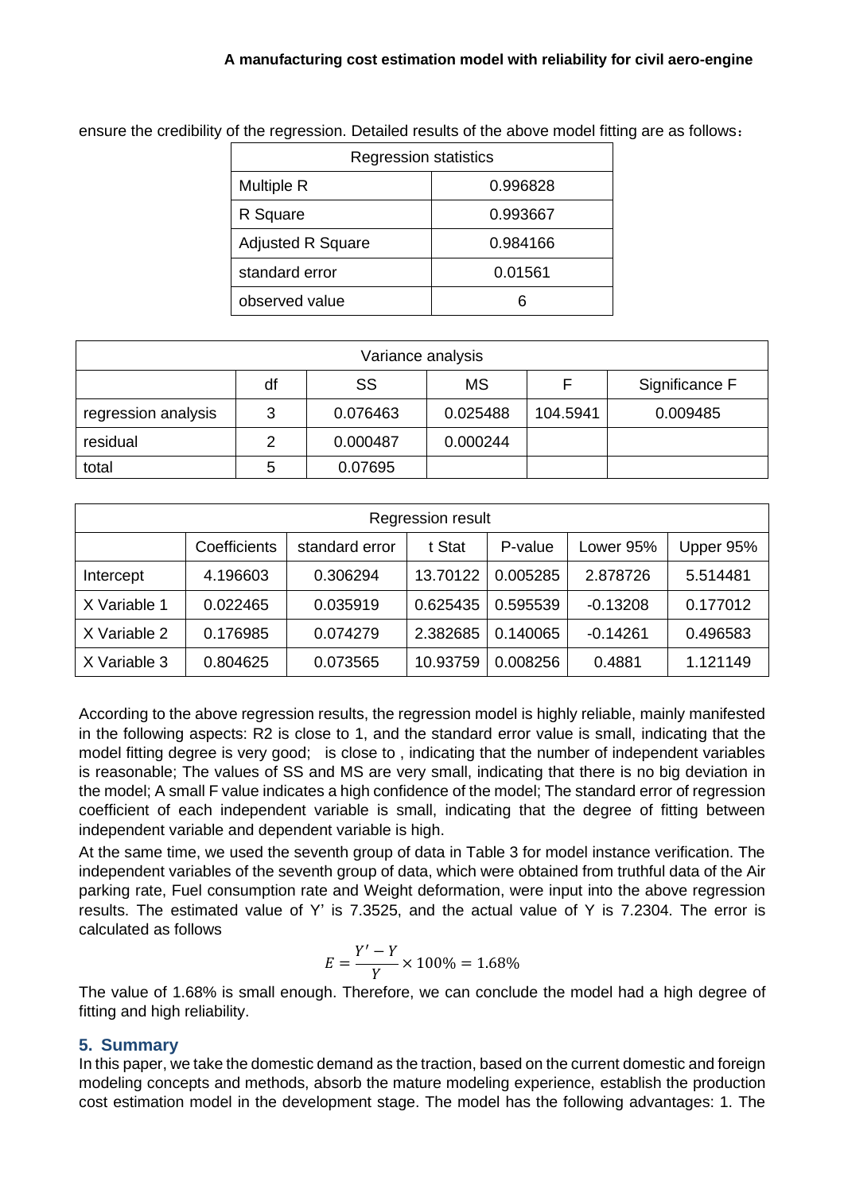ensure the credibility of the regression. Detailed results of the above model fitting are as follows：

| Regression statistics | |
|---|---|
| Multiple R | 0.996828 |
| R Square | 0.993667 |
| Adjusted R Square | 0.984166 |
| standard error | 0.01561 |
| observed value | 6 |

| Variance analysis | | | | | |
|---|---|---|---|---|---|
| | df | SS | MS | F | Significance F |
| regression analysis | 3 | 0.076463 | 0.025488 | 104.5941 | 0.009485 |
| residual | 2 | 0.000487 | 0.000244 | | |
| total | 5 | 0.07695 | | | |

| Regression result | | | | | | |
|---|---|---|---|---|---|---|
| | Coefficients | standard error | t Stat | P-value | Lower 95% | Upper 95% |
| Intercept | 4.196603 | 0.306294 | 13.70122 | 0.005285 | 2.878726 | 5.514481 |
| X Variable 1 | 0.022465 | 0.035919 | 0.625435 | 0.595539 | -0.13208 | 0.177012 |
| X Variable 2 | 0.176985 | 0.074279 | 2.382685 | 0.140065 | -0.14261 | 0.496583 |
| X Variable 3 | 0.804625 | 0.073565 | 10.93759 | 0.008256 | 0.4881 | 1.121149 |

According to the above regression results, the regression model is highly reliable, mainly manifested in the following aspects: R2 is close to 1, and the standard error value is small, indicating that the model fitting degree is very good;  is close to , indicating that the number of independent variables is reasonable; The values of SS and MS are very small, indicating that there is no big deviation in the model; A small F value indicates a high confidence of the model; The standard error of regression coefficient of each independent variable is small, indicating that the degree of fitting between independent variable and dependent variable is high.

At the same time, we used the seventh group of data in Table 3 for model instance verification. The independent variables of the seventh group of data, which were obtained from truthful data of the Air parking rate, Fuel consumption rate and Weight deformation, were input into the above regression results. The estimated value of Y' is 7.3525, and the actual value of Y is 7.2304. The error is calculated as follows

$$E = \frac{Y' - Y}{Y} \times 100\% = 1.68\%$$

The value of 1.68% is small enough. Therefore, we can conclude the model had a high degree of fitting and high reliability.

## 5. Summary

In this paper, we take the domestic demand as the traction, based on the current domestic and foreign modeling concepts and methods, absorb the mature modeling experience, establish the production cost estimation model in the development stage. The model has the following advantages: 1. The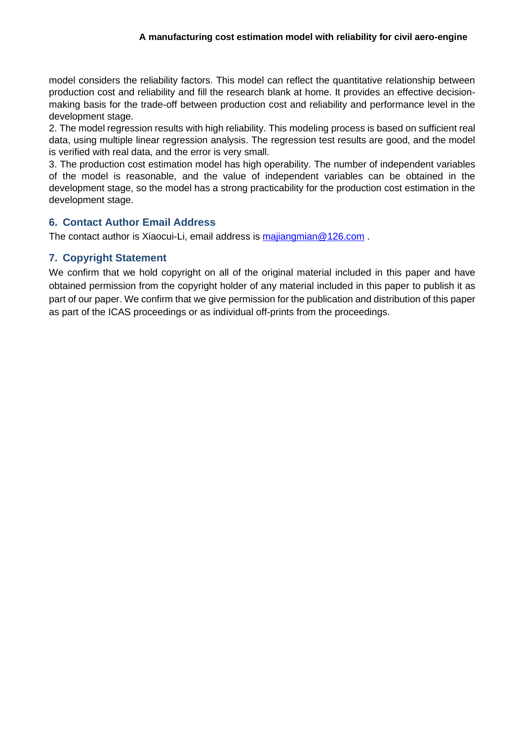model considers the reliability factors. This model can reflect the quantitative relationship between production cost and reliability and fill the research blank at home. It provides an effective decision-making basis for the trade-off between production cost and reliability and performance level in the development stage.

2. The model regression results with high reliability. This modeling process is based on sufficient real data, using multiple linear regression analysis. The regression test results are good, and the model is verified with real data, and the error is very small.

3. The production cost estimation model has high operability. The number of independent variables of the model is reasonable, and the value of independent variables can be obtained in the development stage, so the model has a strong practicability for the production cost estimation in the development stage.

## 6. Contact Author Email Address

The contact author is Xiaocui-Li, email address is majiangmian@126.com .

## 7. Copyright Statement

We confirm that we hold copyright on all of the original material included in this paper and have obtained permission from the copyright holder of any material included in this paper to publish it as part of our paper. We confirm that we give permission for the publication and distribution of this paper as part of the ICAS proceedings or as individual off-prints from the proceedings.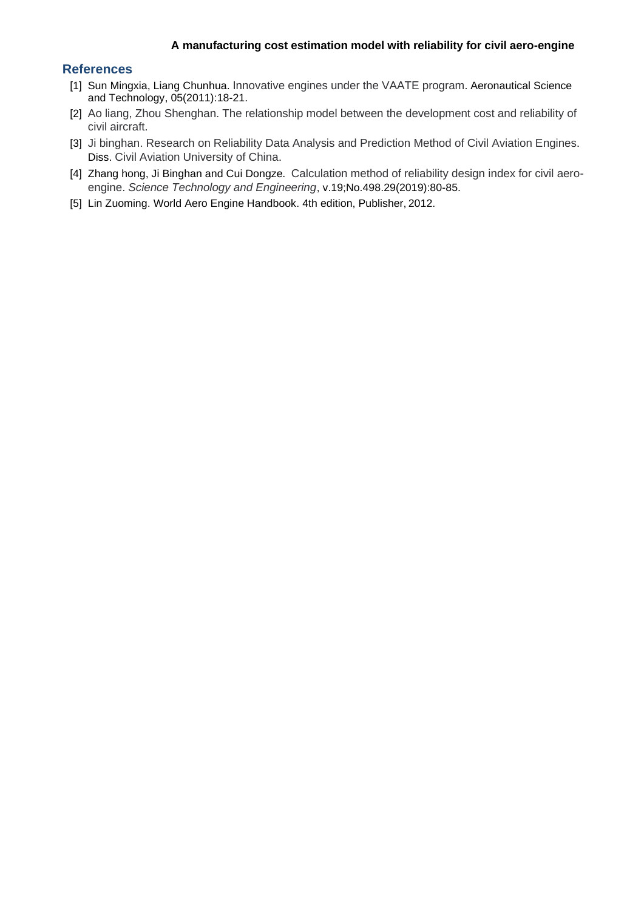## References

[1] Sun Mingxia, Liang Chunhua. Innovative engines under the VAATE program. Aeronautical Science and Technology, 05(2011):18-21.

[2] Ao liang, Zhou Shenghan. The relationship model between the development cost and reliability of civil aircraft.

[3] Ji binghan. Research on Reliability Data Analysis and Prediction Method of Civil Aviation Engines. Diss. Civil Aviation University of China.

[4] Zhang hong, Ji Binghan and Cui Dongze. Calculation method of reliability design index for civil aero-engine. *Science Technology and Engineering*, v.19;No.498.29(2019):80-85.

[5] Lin Zuoming. World Aero Engine Handbook. 4th edition, Publisher, 2012.